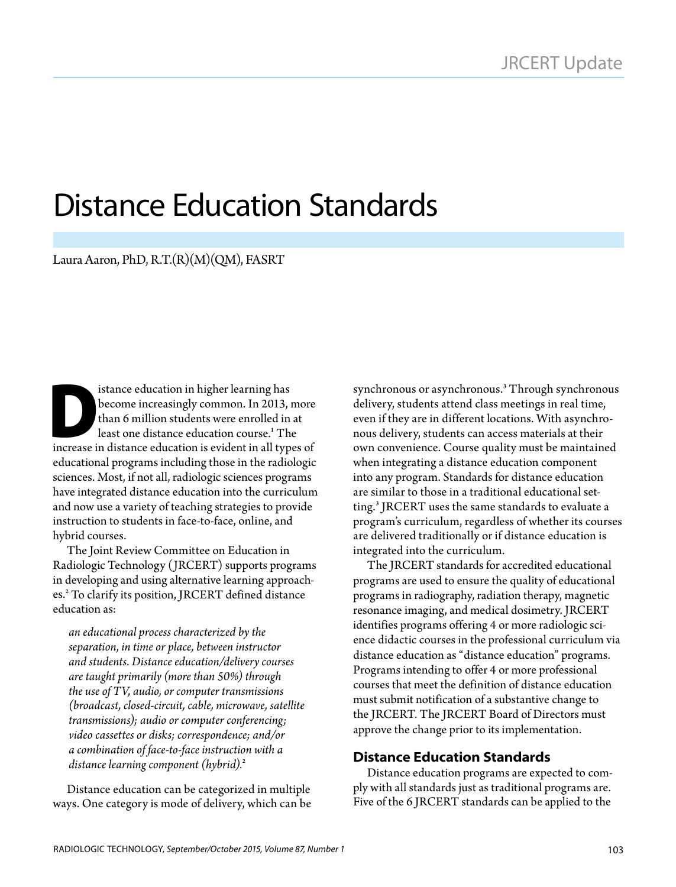# Distance Education Standards

Laura Aaron, PhD, R.T.(R)(M)(QM), FASRT

Distance education in higher learning has become increasingly common. In 2013, more than 6 million students were enrolled in at least one distance education course.[1] The increase in distance education is evident in all types of educational programs including those in the radiologic sciences. Most, if not all, radiologic sciences programs have integrated distance education into the curriculum and now use a variety of teaching strategies to provide instruction to students in face-to-face, online, and hybrid courses.

The Joint Review Committee on Education in Radiologic Technology (JRCERT) supports programs in developing and using alternative learning approaches.[2] To clarify its position, JRCERT defined distance education as:

> *an educational process characterized by the separation, in time or place, between instructor and students. Distance education/delivery courses are taught primarily (more than 50%) through the use of TV, audio, or computer transmissions (broadcast, closed-circuit, cable, microwave, satellite transmissions); audio or computer conferencing; video cassettes or disks; correspondence; and/or a combination of face-to-face instruction with a distance learning component (hybrid).*[2]

Distance education can be categorized in multiple ways. One category is mode of delivery, which can be synchronous or asynchronous.[3] Through synchronous delivery, students attend class meetings in real time, even if they are in different locations. With asynchronous delivery, students can access materials at their own convenience. Course quality must be maintained when integrating a distance education component into any program. Standards for distance education are similar to those in a traditional educational setting.[3] JRCERT uses the same standards to evaluate a program's curriculum, regardless of whether its courses are delivered traditionally or if distance education is integrated into the curriculum.

The JRCERT standards for accredited educational programs are used to ensure the quality of educational programs in radiography, radiation therapy, magnetic resonance imaging, and medical dosimetry. JRCERT identifies programs offering 4 or more radiologic science didactic courses in the professional curriculum via distance education as "distance education" programs. Programs intending to offer 4 or more professional courses that meet the definition of distance education must submit notification of a substantive change to the JRCERT. The JRCERT Board of Directors must approve the change prior to its implementation.

## Distance Education Standards

Distance education programs are expected to comply with all standards just as traditional programs are. Five of the 6 JRCERT standards can be applied to the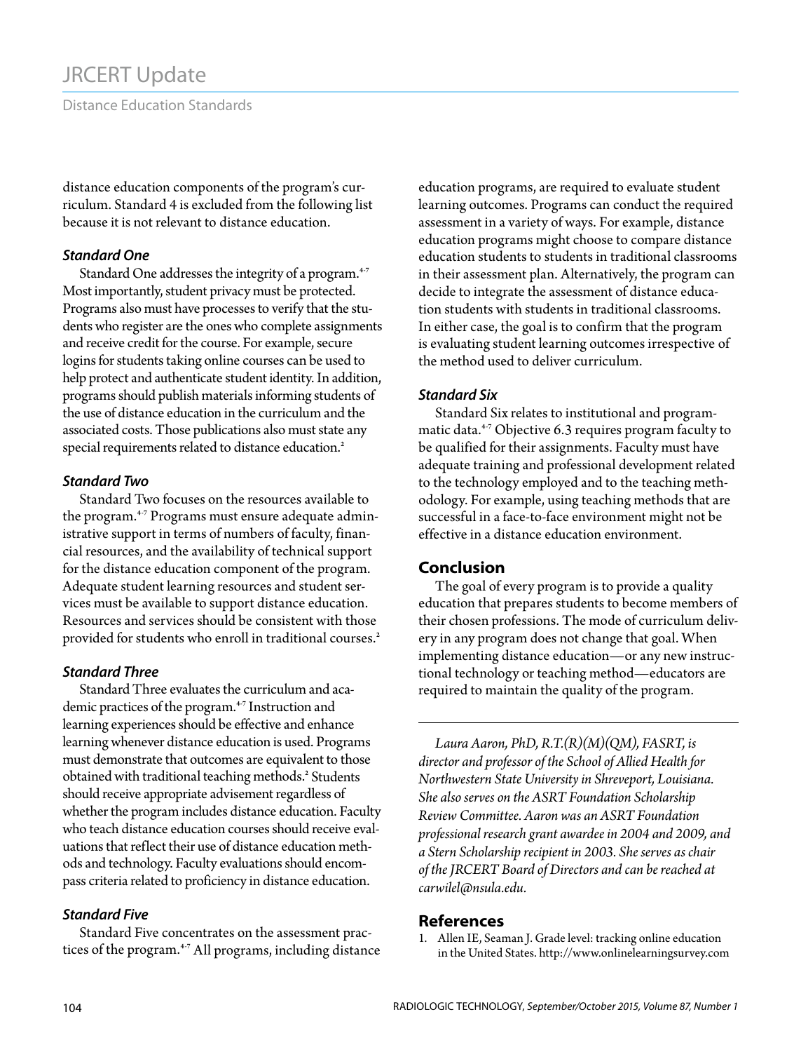distance education components of the program's curriculum. Standard 4 is excluded from the following list because it is not relevant to distance education.

### *Standard One*

Standard One addresses the integrity of a program.[4-7] Most importantly, student privacy must be protected. Programs also must have processes to verify that the students who register are the ones who complete assignments and receive credit for the course. For example, secure logins for students taking online courses can be used to help protect and authenticate student identity. In addition, programs should publish materials informing students of the use of distance education in the curriculum and the associated costs. Those publications also must state any special requirements related to distance education.[2]

### *Standard Two*

Standard Two focuses on the resources available to the program.[4-7] Programs must ensure adequate administrative support in terms of numbers of faculty, financial resources, and the availability of technical support for the distance education component of the program. Adequate student learning resources and student services must be available to support distance education. Resources and services should be consistent with those provided for students who enroll in traditional courses.[2]

### *Standard Three*

Standard Three evaluates the curriculum and academic practices of the program.[4-7] Instruction and learning experiences should be effective and enhance learning whenever distance education is used. Programs must demonstrate that outcomes are equivalent to those obtained with traditional teaching methods.[2] Students should receive appropriate advisement regardless of whether the program includes distance education. Faculty who teach distance education courses should receive evaluations that reflect their use of distance education methods and technology. Faculty evaluations should encompass criteria related to proficiency in distance education.

### *Standard Five*

Standard Five concentrates on the assessment practices of the program.[4-7] All programs, including distance education programs, are required to evaluate student learning outcomes. Programs can conduct the required assessment in a variety of ways. For example, distance education programs might choose to compare distance education students to students in traditional classrooms in their assessment plan. Alternatively, the program can decide to integrate the assessment of distance education students with students in traditional classrooms. In either case, the goal is to confirm that the program is evaluating student learning outcomes irrespective of the method used to deliver curriculum.

### *Standard Six*

Standard Six relates to institutional and programmatic data.[4-7] Objective 6.3 requires program faculty to be qualified for their assignments. Faculty must have adequate training and professional development related to the technology employed and to the teaching methodology. For example, using teaching methods that are successful in a face-to-face environment might not be effective in a distance education environment.

## Conclusion

The goal of every program is to provide a quality education that prepares students to become members of their chosen professions. The mode of curriculum delivery in any program does not change that goal. When implementing distance education—or any new instructional technology or teaching method—educators are required to maintain the quality of the program.

---

*Laura Aaron, PhD, R.T.(R)(M)(QM), FASRT, is director and professor of the School of Allied Health for Northwestern State University in Shreveport, Louisiana. She also serves on the ASRT Foundation Scholarship Review Committee. Aaron was an ASRT Foundation professional research grant awardee in 2004 and 2009, and a Stern Scholarship recipient in 2003. She serves as chair of the JRCERT Board of Directors and can be reached at carwilel@nsula.edu.*

## References

1. Allen IE, Seaman J. Grade level: tracking online education in the United States. http://www.onlinelearningsurvey.com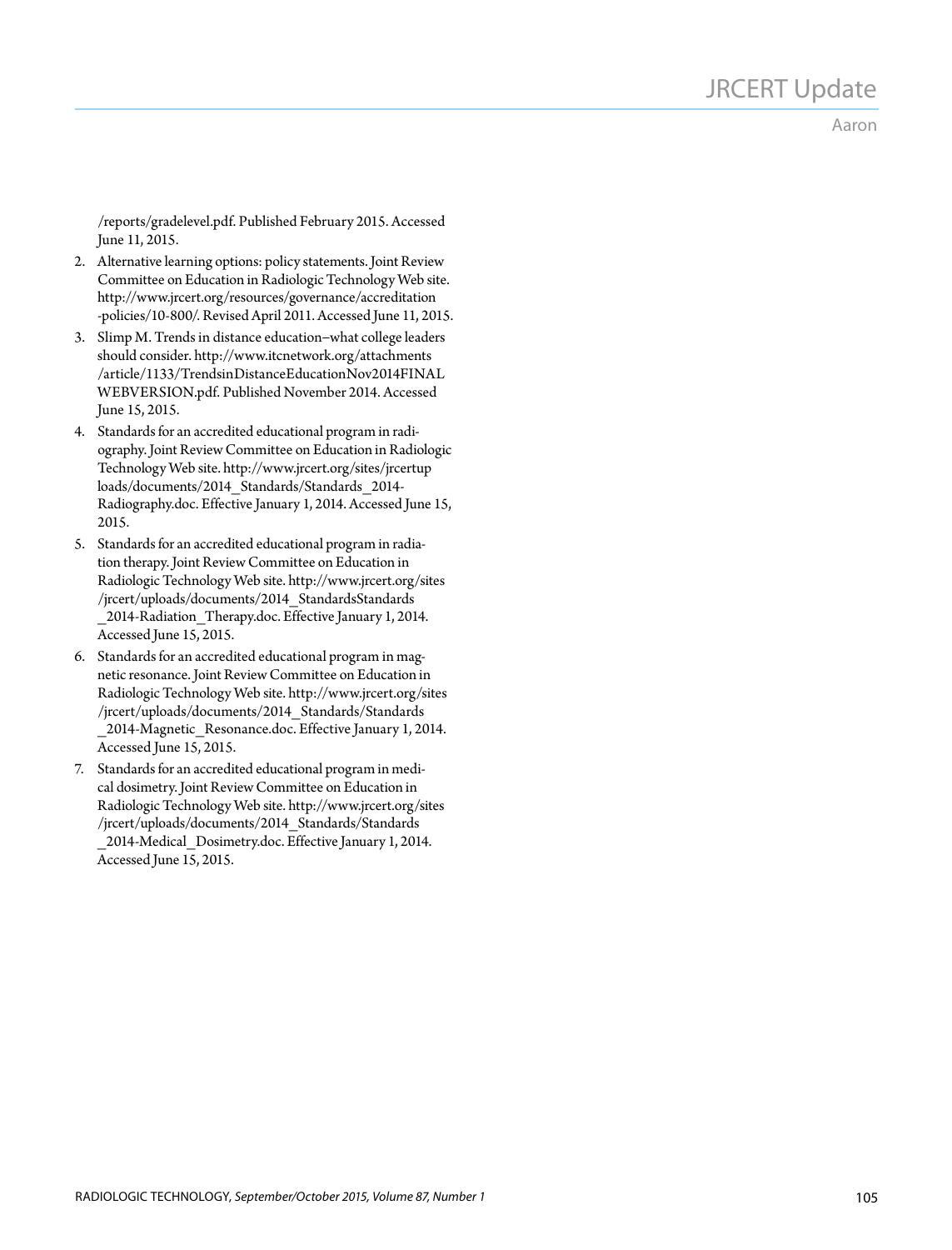/reports/gradelevel.pdf. Published February 2015. Accessed June 11, 2015.

2. Alternative learning options: policy statements. Joint Review Committee on Education in Radiologic Technology Web site. http://www.jrcert.org/resources/governance/accreditation-policies/10-800/. Revised April 2011. Accessed June 11, 2015.
3. Slimp M. Trends in distance education–what college leaders should consider. http://www.itcnetwork.org/attachments/article/1133/TrendsinDistanceEducationNov2014FINALWEBVERSION.pdf. Published November 2014. Accessed June 15, 2015.
4. Standards for an accredited educational program in radiography. Joint Review Committee on Education in Radiologic Technology Web site. http://www.jrcert.org/sites/jrcertuploads/documents/2014_Standards/Standards_2014-Radiography.doc. Effective January 1, 2014. Accessed June 15, 2015.
5. Standards for an accredited educational program in radiation therapy. Joint Review Committee on Education in Radiologic Technology Web site. http://www.jrcert.org/sites/jrcert/uploads/documents/2014_StandardsStandards_2014-Radiation_Therapy.doc. Effective January 1, 2014. Accessed June 15, 2015.
6. Standards for an accredited educational program in magnetic resonance. Joint Review Committee on Education in Radiologic Technology Web site. http://www.jrcert.org/sites/jrcert/uploads/documents/2014_Standards/Standards_2014-Magnetic_Resonance.doc. Effective January 1, 2014. Accessed June 15, 2015.
7. Standards for an accredited educational program in medical dosimetry. Joint Review Committee on Education in Radiologic Technology Web site. http://www.jrcert.org/sites/jrcert/uploads/documents/2014_Standards/Standards_2014-Medical_Dosimetry.doc. Effective January 1, 2014. Accessed June 15, 2015.